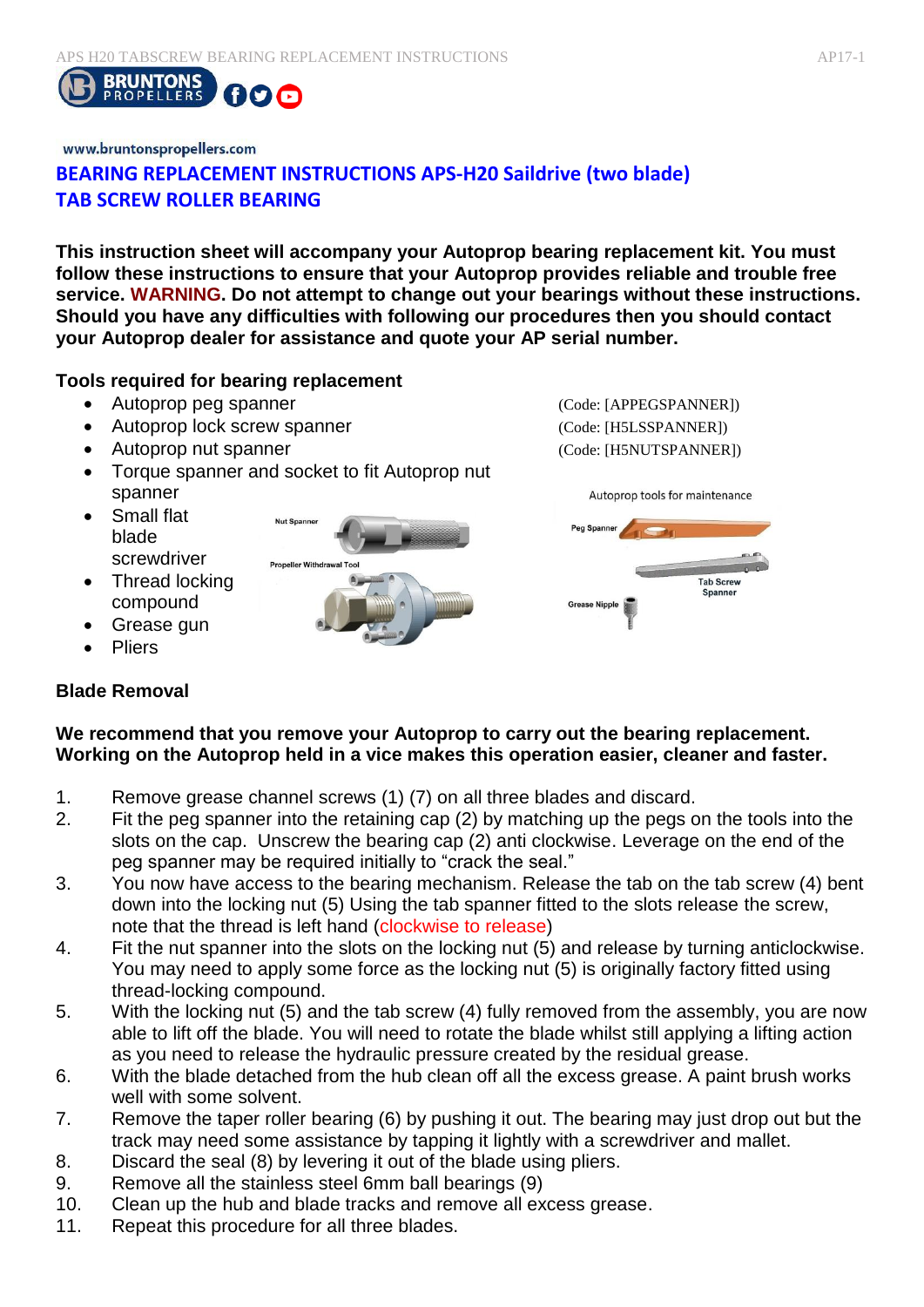www.bruntonspropellers.com

# BEARING REPLACEMENT INSTRUCTIONS APS-H20 Saildrive (two blade)
# TAB SCREW ROLLER BEARING

**This instruction sheet will accompany your Autoprop bearing replacement kit. You must follow these instructions to ensure that your Autoprop provides reliable and trouble free service. WARNING. Do not attempt to change out your bearings without these instructions. Should you have any difficulties with following our procedures then you should contact your Autoprop dealer for assistance and quote your AP serial number.**

**Tools required for bearing replacement**

- Autoprop peg spanner (Code: [APPEGSPANNER])
- Autoprop lock screw spanner (Code: [H5LSSPANNER])
- Autoprop nut spanner (Code: [H5NUTSPANNER])
- Torque spanner and socket to fit Autoprop nut spanner
- Small flat blade screwdriver
- Thread locking compound
- Grease gun
- Pliers

Nut Spanner

Propeller Withdrawal Tool

Autoprop tools for maintenance

Peg Spanner

Tab Screw Spanner

Grease Nipple

**Blade Removal**

**We recommend that you remove your Autoprop to carry out the bearing replacement. Working on the Autoprop held in a vice makes this operation easier, cleaner and faster.**

1. Remove grease channel screws (1) (7) on all three blades and discard.
2. Fit the peg spanner into the retaining cap (2) by matching up the pegs on the tools into the slots on the cap. Unscrew the bearing cap (2) anti clockwise. Leverage on the end of the peg spanner may be required initially to "crack the seal."
3. You now have access to the bearing mechanism. Release the tab on the tab screw (4) bent down into the locking nut (5) Using the tab spanner fitted to the slots release the screw, note that the thread is left hand (clockwise to release)
4. Fit the nut spanner into the slots on the locking nut (5) and release by turning anticlockwise. You may need to apply some force as the locking nut (5) is originally factory fitted using thread-locking compound.
5. With the locking nut (5) and the tab screw (4) fully removed from the assembly, you are now able to lift off the blade. You will need to rotate the blade whilst still applying a lifting action as you need to release the hydraulic pressure created by the residual grease.
6. With the blade detached from the hub clean off all the excess grease. A paint brush works well with some solvent.
7. Remove the taper roller bearing (6) by pushing it out. The bearing may just drop out but the track may need some assistance by tapping it lightly with a screwdriver and mallet.
8. Discard the seal (8) by levering it out of the blade using pliers.
9. Remove all the stainless steel 6mm ball bearings (9)
10. Clean up the hub and blade tracks and remove all excess grease.
11. Repeat this procedure for all three blades.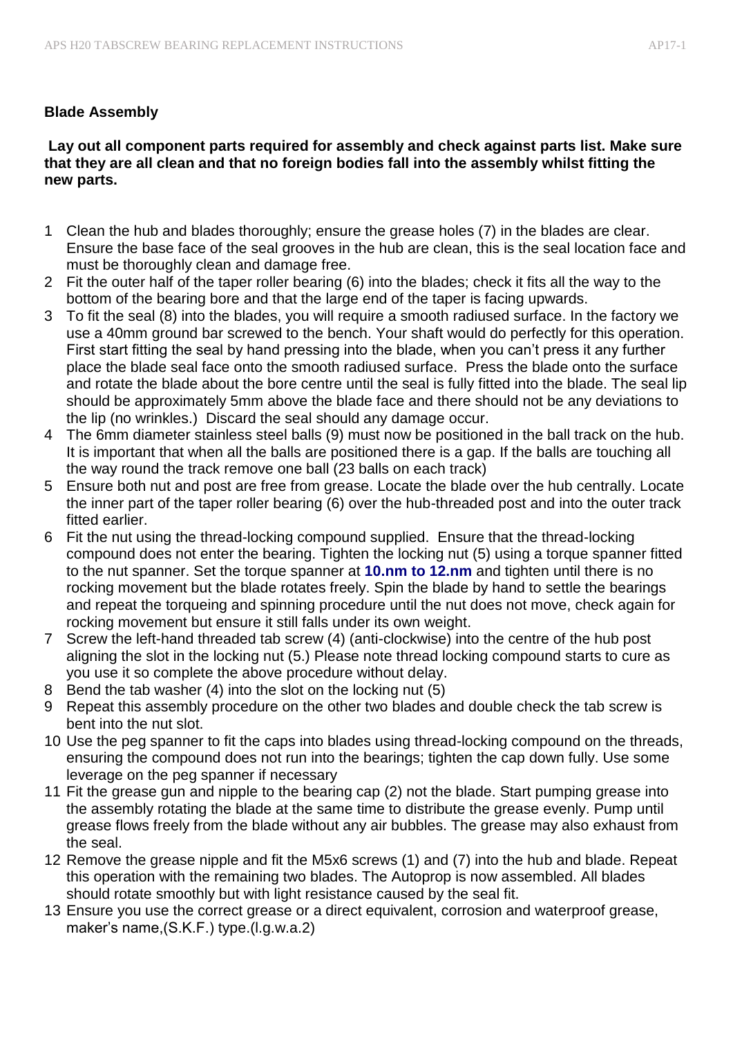**Blade Assembly**

**Lay out all component parts required for assembly and check against parts list. Make sure that they are all clean and that no foreign bodies fall into the assembly whilst fitting the new parts.**

1. Clean the hub and blades thoroughly; ensure the grease holes (7) in the blades are clear. Ensure the base face of the seal grooves in the hub are clean, this is the seal location face and must be thoroughly clean and damage free.
2. Fit the outer half of the taper roller bearing (6) into the blades; check it fits all the way to the bottom of the bearing bore and that the large end of the taper is facing upwards.
3. To fit the seal (8) into the blades, you will require a smooth radiused surface. In the factory we use a 40mm ground bar screwed to the bench. Your shaft would do perfectly for this operation. First start fitting the seal by hand pressing into the blade, when you can't press it any further place the blade seal face onto the smooth radiused surface. Press the blade onto the surface and rotate the blade about the bore centre until the seal is fully fitted into the blade. The seal lip should be approximately 5mm above the blade face and there should not be any deviations to the lip (no wrinkles.) Discard the seal should any damage occur.
4. The 6mm diameter stainless steel balls (9) must now be positioned in the ball track on the hub. It is important that when all the balls are positioned there is a gap. If the balls are touching all the way round the track remove one ball (23 balls on each track)
5. Ensure both nut and post are free from grease. Locate the blade over the hub centrally. Locate the inner part of the taper roller bearing (6) over the hub-threaded post and into the outer track fitted earlier.
6. Fit the nut using the thread-locking compound supplied. Ensure that the thread-locking compound does not enter the bearing. Tighten the locking nut (5) using a torque spanner fitted to the nut spanner. Set the torque spanner at **10.nm to 12.nm** and tighten until there is no rocking movement but the blade rotates freely. Spin the blade by hand to settle the bearings and repeat the torqueing and spinning procedure until the nut does not move, check again for rocking movement but ensure it still falls under its own weight.
7. Screw the left-hand threaded tab screw (4) (anti-clockwise) into the centre of the hub post aligning the slot in the locking nut (5.) Please note thread locking compound starts to cure as you use it so complete the above procedure without delay.
8. Bend the tab washer (4) into the slot on the locking nut (5)
9. Repeat this assembly procedure on the other two blades and double check the tab screw is bent into the nut slot.
10. Use the peg spanner to fit the caps into blades using thread-locking compound on the threads, ensuring the compound does not run into the bearings; tighten the cap down fully. Use some leverage on the peg spanner if necessary
11. Fit the grease gun and nipple to the bearing cap (2) not the blade. Start pumping grease into the assembly rotating the blade at the same time to distribute the grease evenly. Pump until grease flows freely from the blade without any air bubbles. The grease may also exhaust from the seal.
12. Remove the grease nipple and fit the M5x6 screws (1) and (7) into the hub and blade. Repeat this operation with the remaining two blades. The Autoprop is now assembled. All blades should rotate smoothly but with light resistance caused by the seal fit.
13. Ensure you use the correct grease or a direct equivalent, corrosion and waterproof grease, maker's name,(S.K.F.) type.(l.g.w.a.2)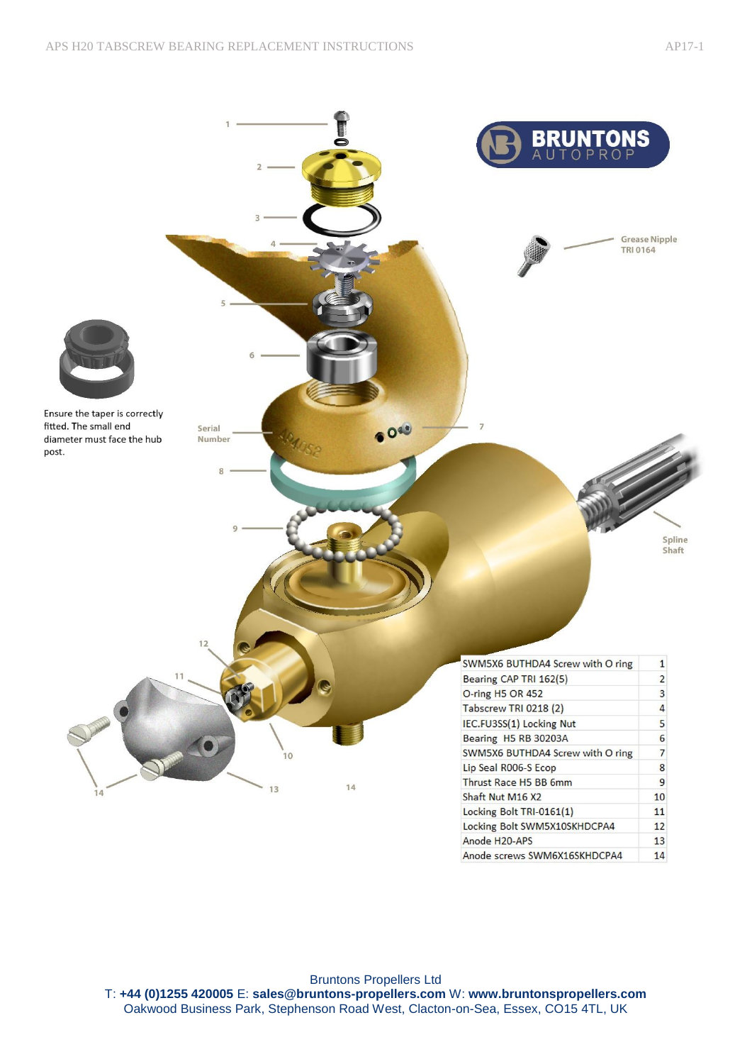Ensure the taper is correctly fitted. The small end diameter must face the hub post.

Serial Number

Grease Nipple TRI 0164

Spline Shaft

| | |
|---|---|
| SWM5X6 BUTHDA4 Screw with O ring | 1 |
| Bearing CAP TRI 162(5) | 2 |
| O-ring H5 OR 452 | 3 |
| Tabscrew TRI 0218 (2) | 4 |
| IEC.FU3SS(1) Locking Nut | 5 |
| Bearing H5 RB 30203A | 6 |
| SWM5X6 BUTHDA4 Screw with O ring | 7 |
| Lip Seal R006-S Ecop | 8 |
| Thrust Race H5 BB 6mm | 9 |
| Shaft Nut M16 X2 | 10 |
| Locking Bolt TRI-0161(1) | 11 |
| Locking Bolt SWM5X10SKHDCPA4 | 12 |
| Anode H20-APS | 13 |
| Anode screws SWM6X16SKHDCPA4 | 14 |

Bruntons Propellers Ltd
T: **+44 (0)1255 420005** E: **sales@bruntons-propellers.com** W: **www.bruntonspropellers.com**
Oakwood Business Park, Stephenson Road West, Clacton-on-Sea, Essex, CO15 4TL, UK